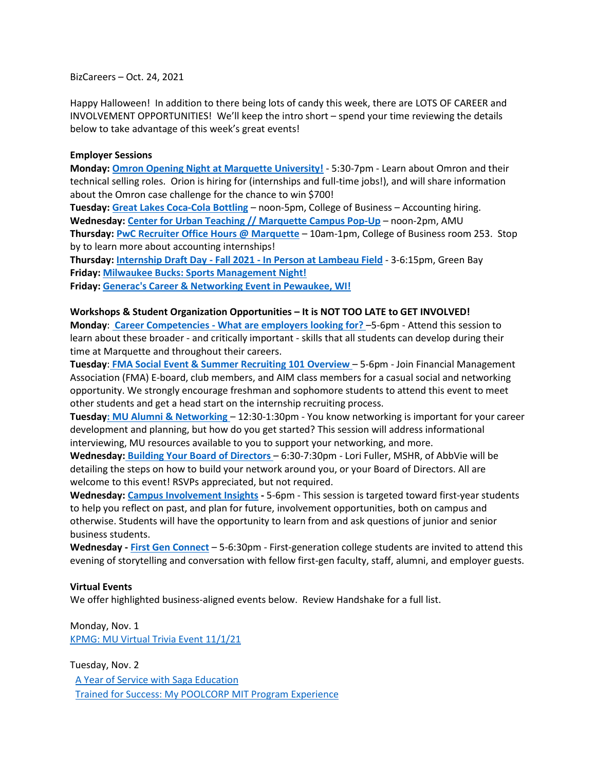BizCareers – Oct. 24, 2021

Happy Halloween! In addition to there being lots of candy this week, there are LOTS OF CAREER and INVOLVEMENT OPPORTUNITIES! We'll keep the intro short – spend your time reviewing the details below to take advantage of this week's great events!

**Employer Sessions**

**Monday: Omron Opening Night at Marquette University!** - 5:30-7pm - Learn about Omron and their technical selling roles. Orion is hiring for (internships and full-time jobs!), and will share information about the Omron case challenge for the chance to win $700!

**Tuesday: Great Lakes Coca-Cola Bottling** – noon-5pm, College of Business – Accounting hiring.

**Wednesday: Center for Urban Teaching // Marquette Campus Pop-Up** – noon-2pm, AMU

**Thursday: PwC Recruiter Office Hours @ Marquette** – 10am-1pm, College of Business room 253. Stop by to learn more about accounting internships!

**Thursday: Internship Draft Day - Fall 2021 - In Person at Lambeau Field** - 3-6:15pm, Green Bay

**Friday: Milwaukee Bucks: Sports Management Night!**

**Friday: Generac's Career & Networking Event in Pewaukee, WI!**

**Workshops & Student Organization Opportunities – It is NOT TOO LATE to GET INVOLVED!**

**Monday**: **Career Competencies - What are employers looking for?** –5-6pm - Attend this session to learn about these broader - and critically important - skills that all students can develop during their time at Marquette and throughout their careers.

**Tuesday**: **FMA Social Event & Summer Recruiting 101 Overview** – 5-6pm - Join Financial Management Association (FMA) E-board, club members, and AIM class members for a casual social and networking opportunity. We strongly encourage freshman and sophomore students to attend this event to meet other students and get a head start on the internship recruiting process.

**Tuesday: MU Alumni & Networking** – 12:30-1:30pm - You know networking is important for your career development and planning, but how do you get started? This session will address informational interviewing, MU resources available to you to support your networking, and more.

**Wednesday: Building Your Board of Directors** – 6:30-7:30pm - Lori Fuller, MSHR, of AbbVie will be detailing the steps on how to build your network around you, or your Board of Directors. All are welcome to this event! RSVPs appreciated, but not required.

**Wednesday: Campus Involvement Insights** - 5-6pm - This session is targeted toward first-year students to help you reflect on past, and plan for future, involvement opportunities, both on campus and otherwise. Students will have the opportunity to learn from and ask questions of junior and senior business students.

**Wednesday - First Gen Connect** – 5-6:30pm - First-generation college students are invited to attend this evening of storytelling and conversation with fellow first-gen faculty, staff, alumni, and employer guests.

**Virtual Events**

We offer highlighted business-aligned events below. Review Handshake for a full list.

Monday, Nov. 1

KPMG: MU Virtual Trivia Event 11/1/21

Tuesday, Nov. 2

A Year of Service with Saga Education

Trained for Success: My POOLCORP MIT Program Experience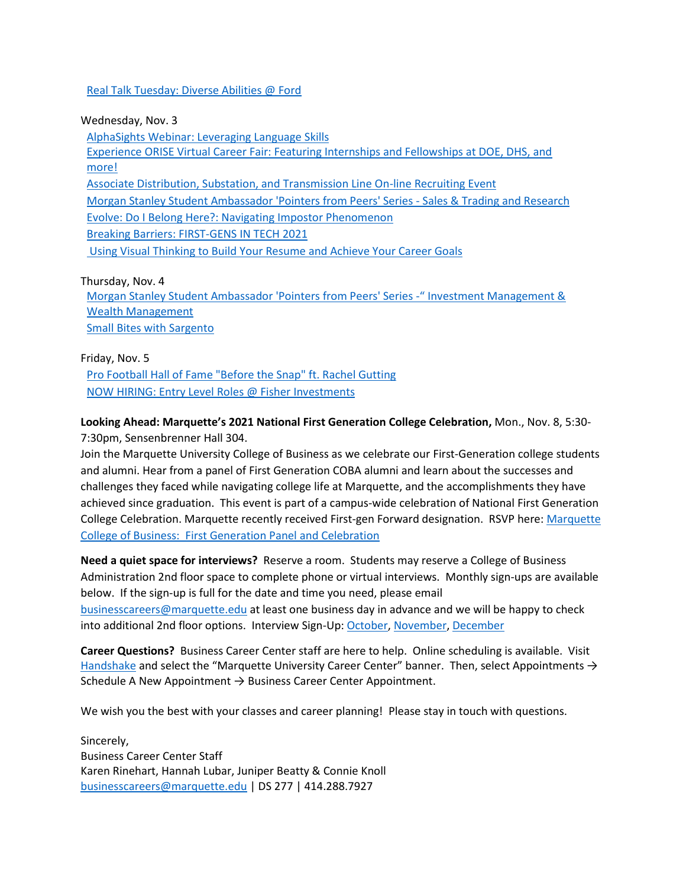Real Talk Tuesday: Diverse Abilities @ Ford

Wednesday, Nov. 3

AlphaSights Webinar: Leveraging Language Skills
Experience ORISE Virtual Career Fair: Featuring Internships and Fellowships at DOE, DHS, and more!
Associate Distribution, Substation, and Transmission Line On-line Recruiting Event
Morgan Stanley Student Ambassador 'Pointers from Peers' Series - Sales & Trading and Research
Evolve: Do I Belong Here?: Navigating Impostor Phenomenon
Breaking Barriers: FIRST-GENS IN TECH 2021
Using Visual Thinking to Build Your Resume and Achieve Your Career Goals

Thursday, Nov. 4

Morgan Stanley Student Ambassador 'Pointers from Peers' Series -" Investment Management & Wealth Management
Small Bites with Sargento

Friday, Nov. 5

Pro Football Hall of Fame "Before the Snap" ft. Rachel Gutting
NOW HIRING: Entry Level Roles @ Fisher Investments

**Looking Ahead: Marquette's 2021 National First Generation College Celebration,** Mon., Nov. 8, 5:30-7:30pm, Sensenbrenner Hall 304.
Join the Marquette University College of Business as we celebrate our First-Generation college students and alumni. Hear from a panel of First Generation COBA alumni and learn about the successes and challenges they faced while navigating college life at Marquette, and the accomplishments they have achieved since graduation. This event is part of a campus-wide celebration of National First Generation College Celebration. Marquette recently received First-gen Forward designation. RSVP here: Marquette College of Business: First Generation Panel and Celebration

**Need a quiet space for interviews?** Reserve a room. Students may reserve a College of Business Administration 2nd floor space to complete phone or virtual interviews. Monthly sign-ups are available below. If the sign-up is full for the date and time you need, please email businesscareers@marquette.edu at least one business day in advance and we will be happy to check into additional 2nd floor options. Interview Sign-Up: October, November, December

**Career Questions?** Business Career Center staff are here to help. Online scheduling is available. Visit Handshake and select the "Marquette University Career Center" banner. Then, select Appointments → Schedule A New Appointment → Business Career Center Appointment.

We wish you the best with your classes and career planning! Please stay in touch with questions.

Sincerely,
Business Career Center Staff
Karen Rinehart, Hannah Lubar, Juniper Beatty & Connie Knoll
businesscareers@marquette.edu | DS 277 | 414.288.7927